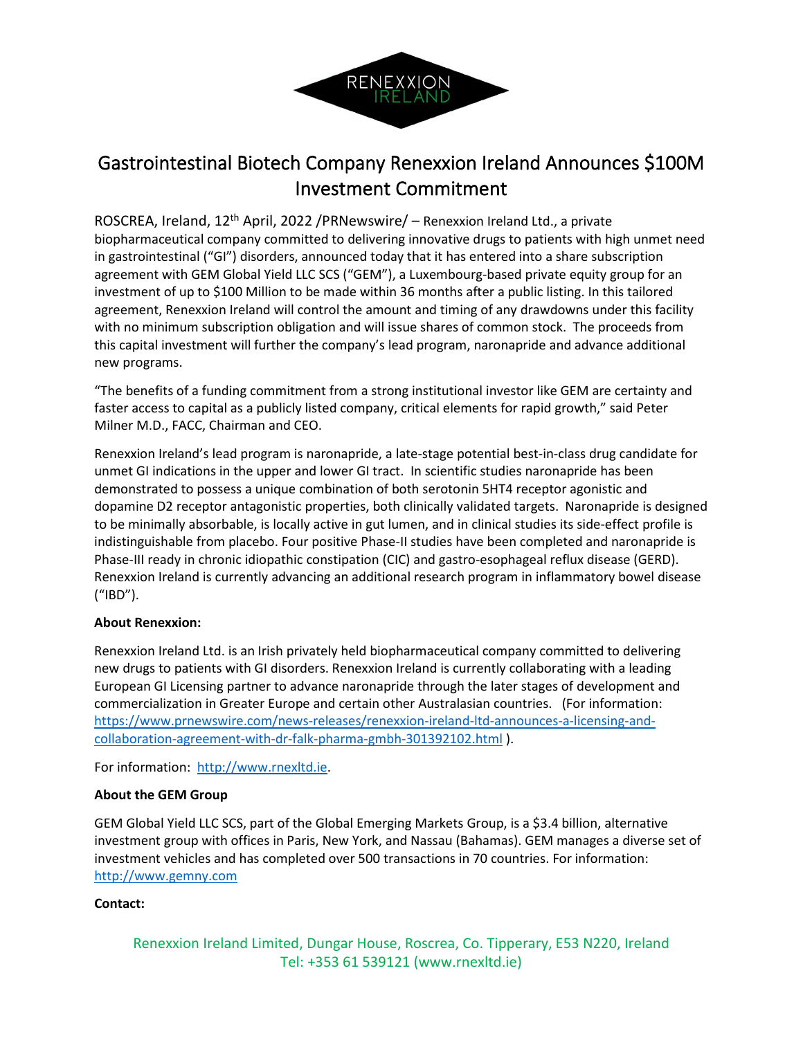RENEXXION IRELAND

# Gastrointestinal Biotech Company Renexxion Ireland Announces $100M Investment Commitment

ROSCREA, Ireland, 12th April, 2022 /PRNewswire/ – Renexxion Ireland Ltd., a private biopharmaceutical company committed to delivering innovative drugs to patients with high unmet need in gastrointestinal ("GI") disorders, announced today that it has entered into a share subscription agreement with GEM Global Yield LLC SCS ("GEM"), a Luxembourg-based private equity group for an investment of up to $100 Million to be made within 36 months after a public listing. In this tailored agreement, Renexxion Ireland will control the amount and timing of any drawdowns under this facility with no minimum subscription obligation and will issue shares of common stock. The proceeds from this capital investment will further the company's lead program, naronapride and advance additional new programs.

"The benefits of a funding commitment from a strong institutional investor like GEM are certainty and faster access to capital as a publicly listed company, critical elements for rapid growth," said Peter Milner M.D., FACC, Chairman and CEO.

Renexxion Ireland's lead program is naronapride, a late-stage potential best-in-class drug candidate for unmet GI indications in the upper and lower GI tract. In scientific studies naronapride has been demonstrated to possess a unique combination of both serotonin 5HT4 receptor agonistic and dopamine D2 receptor antagonistic properties, both clinically validated targets. Naronapride is designed to be minimally absorbable, is locally active in gut lumen, and in clinical studies its side-effect profile is indistinguishable from placebo. Four positive Phase-II studies have been completed and naronapride is Phase-III ready in chronic idiopathic constipation (CIC) and gastro-esophageal reflux disease (GERD). Renexxion Ireland is currently advancing an additional research program in inflammatory bowel disease ("IBD").

**About Renexxion:**

Renexxion Ireland Ltd. is an Irish privately held biopharmaceutical company committed to delivering new drugs to patients with GI disorders. Renexxion Ireland is currently collaborating with a leading European GI Licensing partner to advance naronapride through the later stages of development and commercialization in Greater Europe and certain other Australasian countries. (For information: https://www.prnewswire.com/news-releases/renexxion-ireland-ltd-announces-a-licensing-and-collaboration-agreement-with-dr-falk-pharma-gmbh-301392102.html ).

For information: http://www.rnexltd.ie.

**About the GEM Group**

GEM Global Yield LLC SCS, part of the Global Emerging Markets Group, is a $3.4 billion, alternative investment group with offices in Paris, New York, and Nassau (Bahamas). GEM manages a diverse set of investment vehicles and has completed over 500 transactions in 70 countries. For information: http://www.gemny.com

**Contact:**

Renexxion Ireland Limited, Dungar House, Roscrea, Co. Tipperary, E53 N220, Ireland
Tel: +353 61 539121 (www.rnexltd.ie)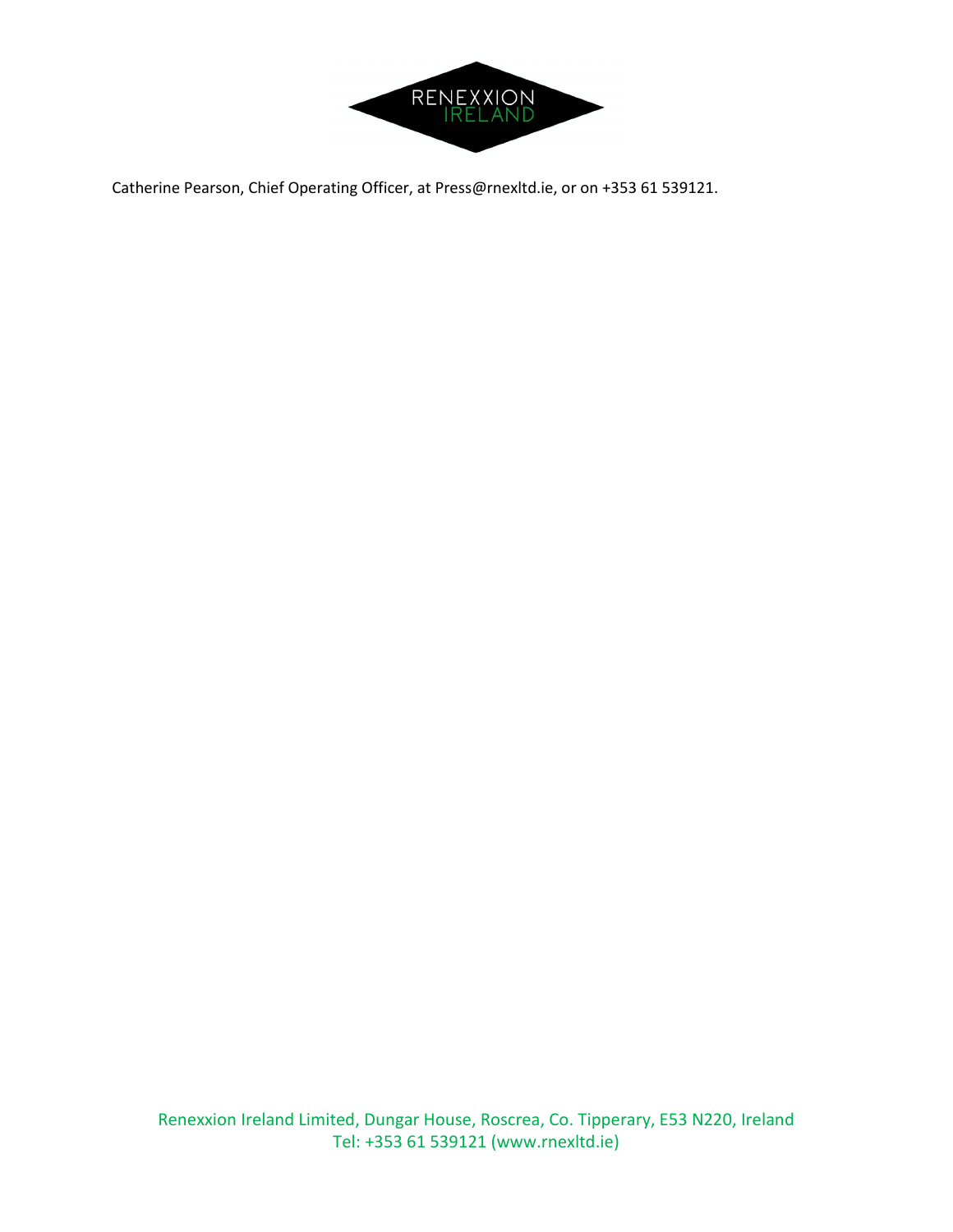Catherine Pearson, Chief Operating Officer, at Press@rnexltd.ie, or on +353 61 539121.